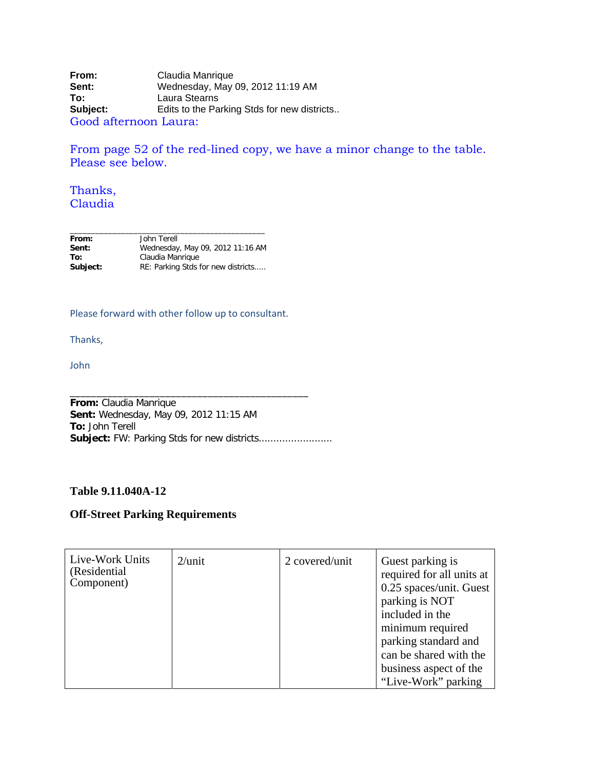**From:** Claudia Manrique
**Sent:** Wednesday, May 09, 2012 11:19 AM
**To:** Laura Stearns
**Subject:** Edits to the Parking Stds for new districts..

Good afternoon Laura:

From page 52 of the red-lined copy, we have a minor change to the table. Please see below.

Thanks,
Claudia

---

**From:** John Terell
**Sent:** Wednesday, May 09, 2012 11:16 AM
**To:** Claudia Manrique
**Subject:** RE: Parking Stds for new districts.....

Please forward with other follow up to consultant.

Thanks,

John

---

**From:** Claudia Manrique
**Sent:** Wednesday, May 09, 2012 11:15 AM
**To:** John Terell
**Subject:** FW: Parking Stds for new districts.........................

**Table 9.11.040A-12**

**Off-Street Parking Requirements**

| | | | |
|---|---|---|---|
| Live-Work Units (Residential Component) | 2/unit | 2 covered/unit | Guest parking is required for all units at 0.25 spaces/unit. Guest parking is NOT included in the minimum required parking standard and can be shared with the business aspect of the “Live-Work” parking |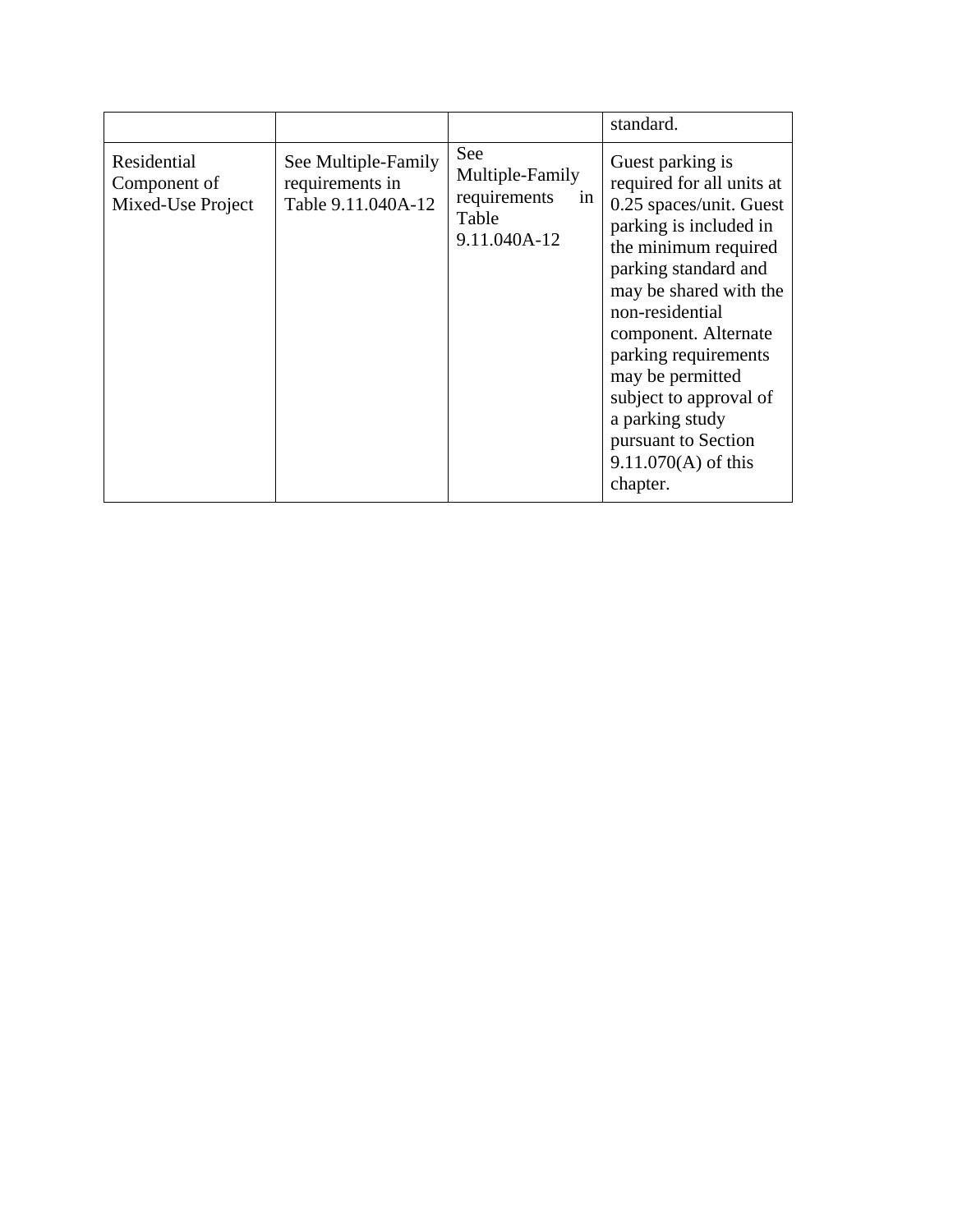| | | | |
|---|---|---|---|
| | | | standard. |
| Residential Component of Mixed-Use Project | See Multiple-Family requirements in Table 9.11.040A-12 | See Multiple-Family requirements in Table 9.11.040A-12 | Guest parking is required for all units at 0.25 spaces/unit. Guest parking is included in the minimum required parking standard and may be shared with the non-residential component. Alternate parking requirements may be permitted subject to approval of a parking study pursuant to Section 9.11.070(A) of this chapter. |